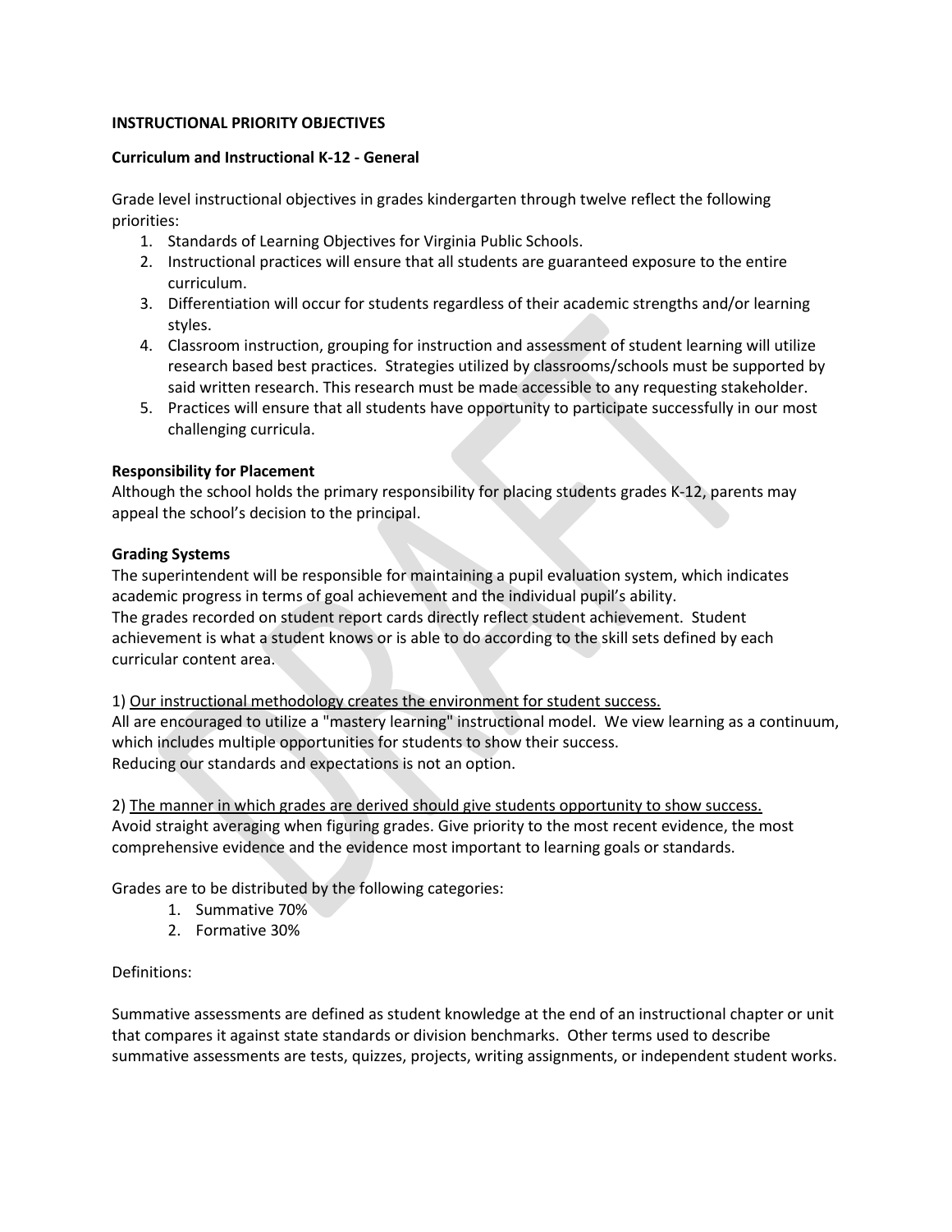**INSTRUCTIONAL PRIORITY OBJECTIVES**

**Curriculum and Instructional K-12 - General**

Grade level instructional objectives in grades kindergarten through twelve reflect the following priorities:

1. Standards of Learning Objectives for Virginia Public Schools.
2. Instructional practices will ensure that all students are guaranteed exposure to the entire curriculum.
3. Differentiation will occur for students regardless of their academic strengths and/or learning styles.
4. Classroom instruction, grouping for instruction and assessment of student learning will utilize research based best practices. Strategies utilized by classrooms/schools must be supported by said written research. This research must be made accessible to any requesting stakeholder.
5. Practices will ensure that all students have opportunity to participate successfully in our most challenging curricula.

**Responsibility for Placement**

Although the school holds the primary responsibility for placing students grades K-12, parents may appeal the school's decision to the principal.

**Grading Systems**

The superintendent will be responsible for maintaining a pupil evaluation system, which indicates academic progress in terms of goal achievement and the individual pupil's ability.
The grades recorded on student report cards directly reflect student achievement. Student achievement is what a student knows or is able to do according to the skill sets defined by each curricular content area.

1) <u>Our instructional methodology creates the environment for student success.</u>
All are encouraged to utilize a "mastery learning" instructional model. We view learning as a continuum, which includes multiple opportunities for students to show their success.
Reducing our standards and expectations is not an option.

2) <u>The manner in which grades are derived should give students opportunity to show success.</u>
Avoid straight averaging when figuring grades. Give priority to the most recent evidence, the most comprehensive evidence and the evidence most important to learning goals or standards.

Grades are to be distributed by the following categories:

1. Summative 70%
2. Formative 30%

Definitions:

Summative assessments are defined as student knowledge at the end of an instructional chapter or unit that compares it against state standards or division benchmarks. Other terms used to describe summative assessments are tests, quizzes, projects, writing assignments, or independent student works.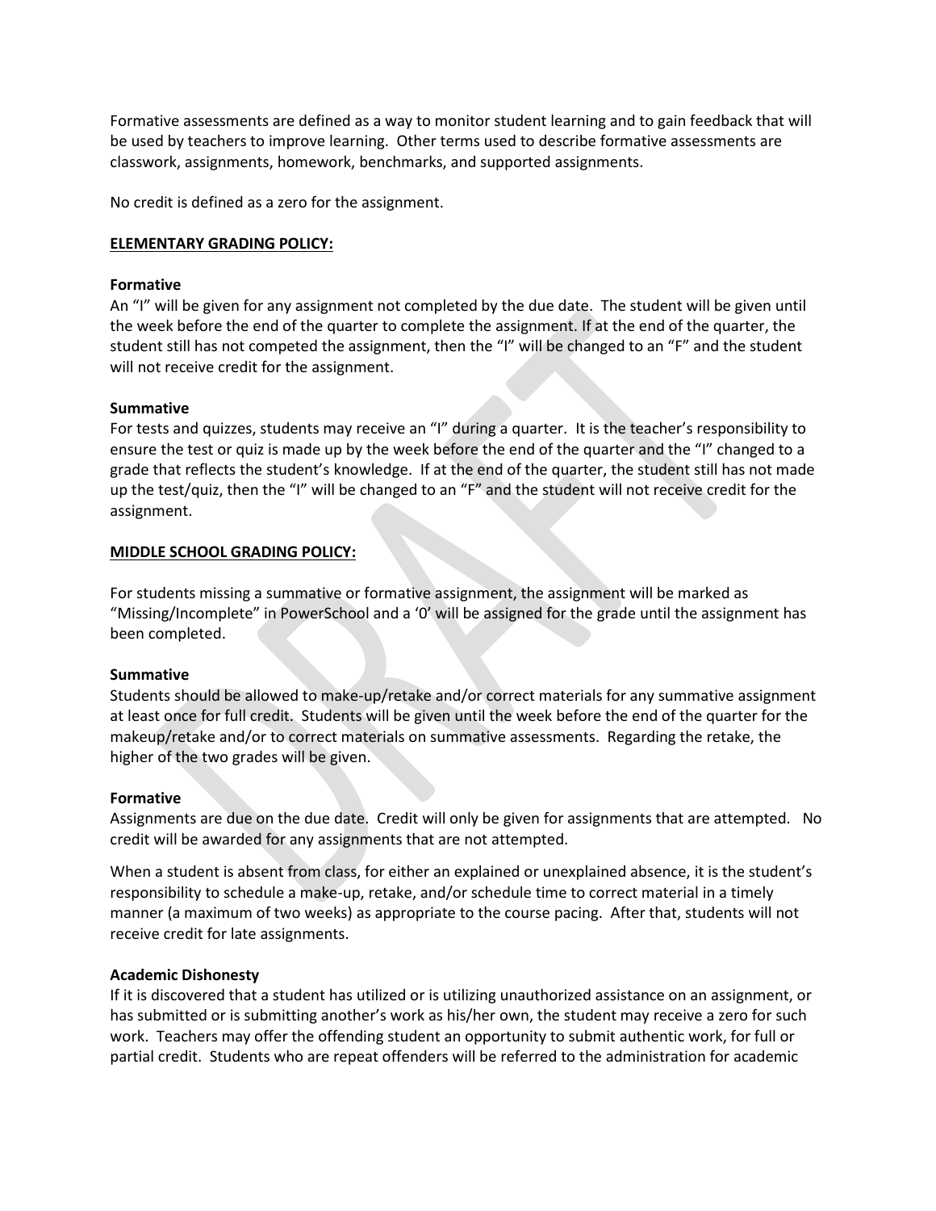Formative assessments are defined as a way to monitor student learning and to gain feedback that will be used by teachers to improve learning. Other terms used to describe formative assessments are classwork, assignments, homework, benchmarks, and supported assignments.

No credit is defined as a zero for the assignment.

**ELEMENTARY GRADING POLICY:**

**Formative**

An "I" will be given for any assignment not completed by the due date. The student will be given until the week before the end of the quarter to complete the assignment. If at the end of the quarter, the student still has not competed the assignment, then the "I" will be changed to an "F" and the student will not receive credit for the assignment.

**Summative**

For tests and quizzes, students may receive an "I" during a quarter. It is the teacher's responsibility to ensure the test or quiz is made up by the week before the end of the quarter and the "I" changed to a grade that reflects the student's knowledge. If at the end of the quarter, the student still has not made up the test/quiz, then the "I" will be changed to an "F" and the student will not receive credit for the assignment.

**MIDDLE SCHOOL GRADING POLICY:**

For students missing a summative or formative assignment, the assignment will be marked as "Missing/Incomplete" in PowerSchool and a '0' will be assigned for the grade until the assignment has been completed.

**Summative**

Students should be allowed to make-up/retake and/or correct materials for any summative assignment at least once for full credit. Students will be given until the week before the end of the quarter for the makeup/retake and/or to correct materials on summative assessments. Regarding the retake, the higher of the two grades will be given.

**Formative**

Assignments are due on the due date. Credit will only be given for assignments that are attempted. No credit will be awarded for any assignments that are not attempted.

When a student is absent from class, for either an explained or unexplained absence, it is the student's responsibility to schedule a make-up, retake, and/or schedule time to correct material in a timely manner (a maximum of two weeks) as appropriate to the course pacing. After that, students will not receive credit for late assignments.

**Academic Dishonesty**

If it is discovered that a student has utilized or is utilizing unauthorized assistance on an assignment, or has submitted or is submitting another's work as his/her own, the student may receive a zero for such work. Teachers may offer the offending student an opportunity to submit authentic work, for full or partial credit. Students who are repeat offenders will be referred to the administration for academic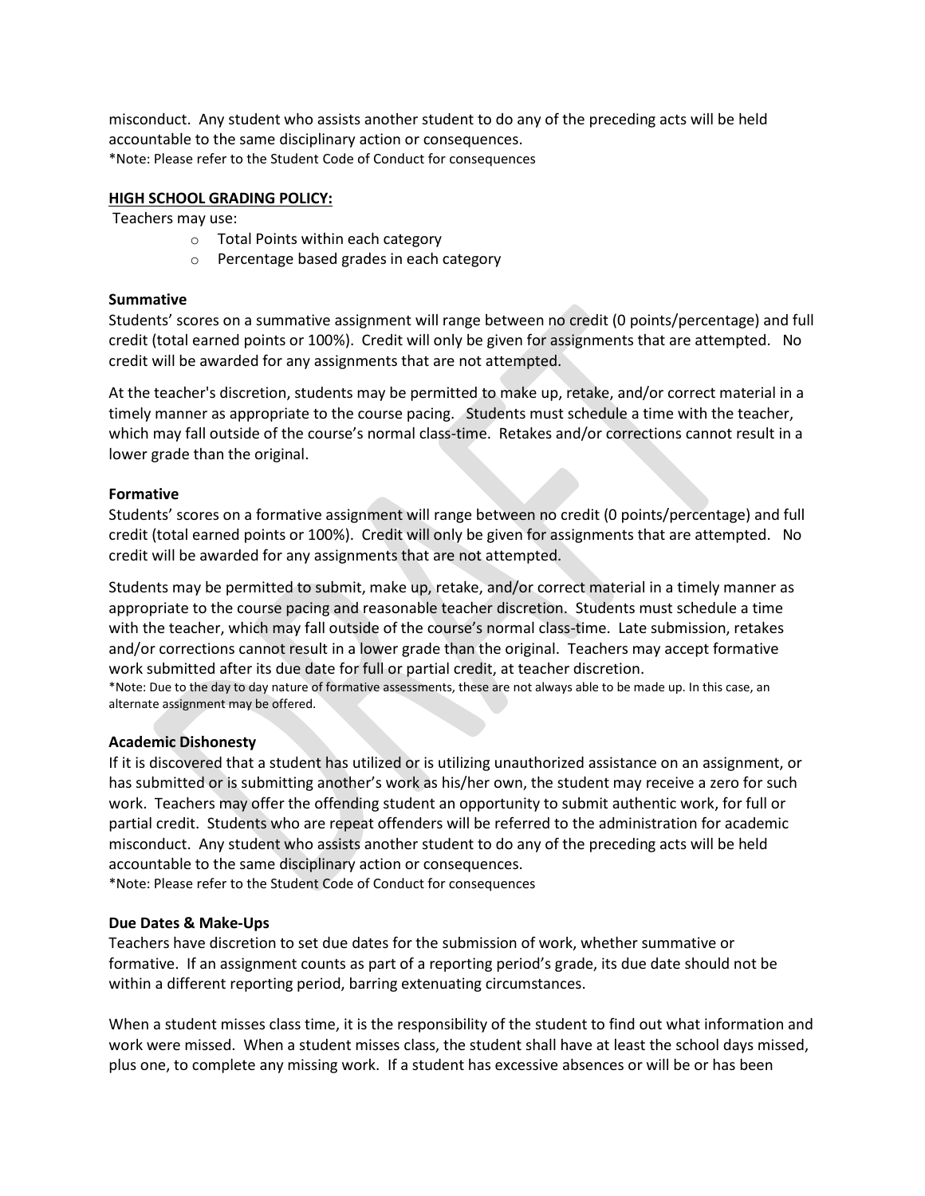misconduct. Any student who assists another student to do any of the preceding acts will be held accountable to the same disciplinary action or consequences.
*Note: Please refer to the Student Code of Conduct for consequences

## HIGH SCHOOL GRADING POLICY:

Teachers may use:

- Total Points within each category
- Percentage based grades in each category

### Summative

Students' scores on a summative assignment will range between no credit (0 points/percentage) and full credit (total earned points or 100%). Credit will only be given for assignments that are attempted. No credit will be awarded for any assignments that are not attempted.

At the teacher's discretion, students may be permitted to make up, retake, and/or correct material in a timely manner as appropriate to the course pacing. Students must schedule a time with the teacher, which may fall outside of the course's normal class-time. Retakes and/or corrections cannot result in a lower grade than the original.

### Formative

Students' scores on a formative assignment will range between no credit (0 points/percentage) and full credit (total earned points or 100%). Credit will only be given for assignments that are attempted. No credit will be awarded for any assignments that are not attempted.

Students may be permitted to submit, make up, retake, and/or correct material in a timely manner as appropriate to the course pacing and reasonable teacher discretion. Students must schedule a time with the teacher, which may fall outside of the course's normal class-time. Late submission, retakes and/or corrections cannot result in a lower grade than the original. Teachers may accept formative work submitted after its due date for full or partial credit, at teacher discretion.
*Note: Due to the day to day nature of formative assessments, these are not always able to be made up. In this case, an alternate assignment may be offered.

### Academic Dishonesty

If it is discovered that a student has utilized or is utilizing unauthorized assistance on an assignment, or has submitted or is submitting another's work as his/her own, the student may receive a zero for such work. Teachers may offer the offending student an opportunity to submit authentic work, for full or partial credit. Students who are repeat offenders will be referred to the administration for academic misconduct. Any student who assists another student to do any of the preceding acts will be held accountable to the same disciplinary action or consequences.
*Note: Please refer to the Student Code of Conduct for consequences

### Due Dates & Make-Ups

Teachers have discretion to set due dates for the submission of work, whether summative or formative. If an assignment counts as part of a reporting period's grade, its due date should not be within a different reporting period, barring extenuating circumstances.

When a student misses class time, it is the responsibility of the student to find out what information and work were missed. When a student misses class, the student shall have at least the school days missed, plus one, to complete any missing work. If a student has excessive absences or will be or has been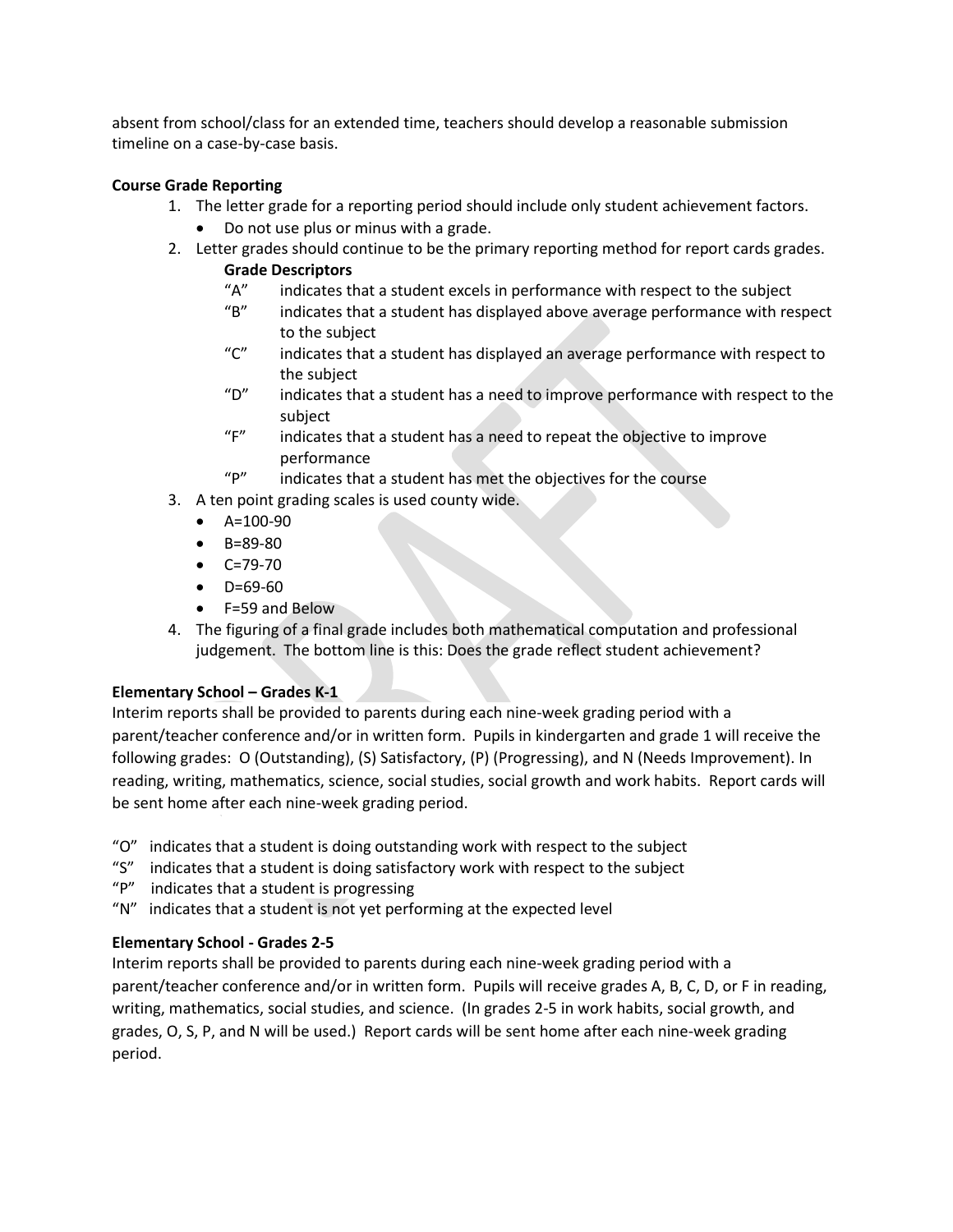absent from school/class for an extended time, teachers should develop a reasonable submission timeline on a case-by-case basis.

**Course Grade Reporting**

1. The letter grade for a reporting period should include only student achievement factors.
   - Do not use plus or minus with a grade.
2. Letter grades should continue to be the primary reporting method for report cards grades.

   **Grade Descriptors**

   "A" indicates that a student excels in performance with respect to the subject

   "B" indicates that a student has displayed above average performance with respect to the subject

   "C" indicates that a student has displayed an average performance with respect to the subject

   "D" indicates that a student has a need to improve performance with respect to the subject

   "F" indicates that a student has a need to repeat the objective to improve performance

   "P" indicates that a student has met the objectives for the course
3. A ten point grading scales is used county wide.
   - A=100-90
   - B=89-80
   - C=79-70
   - D=69-60
   - F=59 and Below
4. The figuring of a final grade includes both mathematical computation and professional judgement. The bottom line is this: Does the grade reflect student achievement?

**Elementary School – Grades K-1**

Interim reports shall be provided to parents during each nine-week grading period with a parent/teacher conference and/or in written form. Pupils in kindergarten and grade 1 will receive the following grades: O (Outstanding), (S) Satisfactory, (P) (Progressing), and N (Needs Improvement). In reading, writing, mathematics, science, social studies, social growth and work habits. Report cards will be sent home after each nine-week grading period.

"O" indicates that a student is doing outstanding work with respect to the subject

"S" indicates that a student is doing satisfactory work with respect to the subject

"P" indicates that a student is progressing

"N" indicates that a student is not yet performing at the expected level

**Elementary School - Grades 2-5**

Interim reports shall be provided to parents during each nine-week grading period with a parent/teacher conference and/or in written form. Pupils will receive grades A, B, C, D, or F in reading, writing, mathematics, social studies, and science. (In grades 2-5 in work habits, social growth, and grades, O, S, P, and N will be used.) Report cards will be sent home after each nine-week grading period.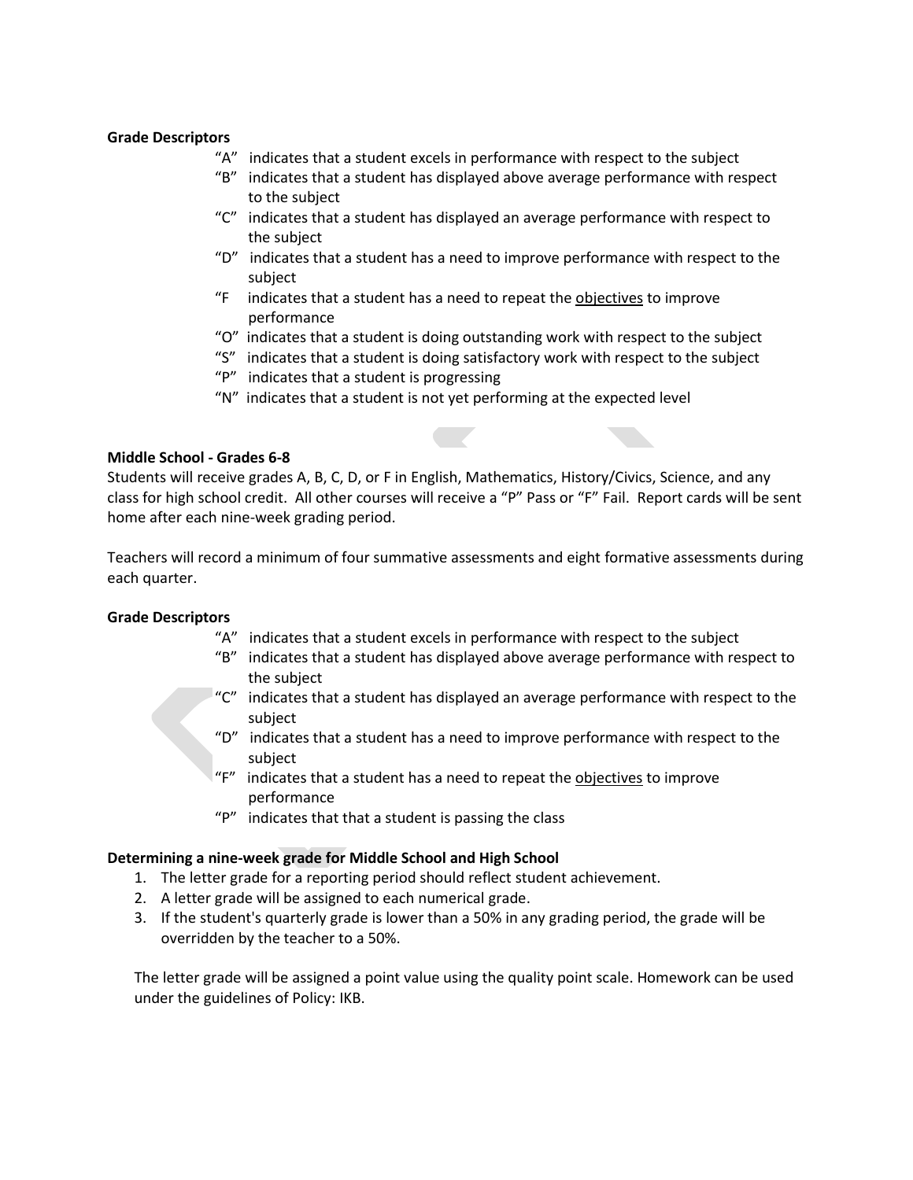**Grade Descriptors**

- "A" indicates that a student excels in performance with respect to the subject
- "B" indicates that a student has displayed above average performance with respect to the subject
- "C" indicates that a student has displayed an average performance with respect to the subject
- "D" indicates that a student has a need to improve performance with respect to the subject
- "F indicates that a student has a need to repeat the <u>objectives</u> to improve performance
- "O" indicates that a student is doing outstanding work with respect to the subject
- "S" indicates that a student is doing satisfactory work with respect to the subject
- "P" indicates that a student is progressing
- "N" indicates that a student is not yet performing at the expected level

**Middle School - Grades 6-8**

Students will receive grades A, B, C, D, or F in English, Mathematics, History/Civics, Science, and any class for high school credit. All other courses will receive a "P" Pass or "F" Fail. Report cards will be sent home after each nine-week grading period.

Teachers will record a minimum of four summative assessments and eight formative assessments during each quarter.

**Grade Descriptors**

- "A" indicates that a student excels in performance with respect to the subject
- "B" indicates that a student has displayed above average performance with respect to the subject
- "C" indicates that a student has displayed an average performance with respect to the subject
- "D" indicates that a student has a need to improve performance with respect to the subject
- "F" indicates that a student has a need to repeat the <u>objectives</u> to improve performance
- "P" indicates that that a student is passing the class

**Determining a nine-week grade for Middle School and High School**

1. The letter grade for a reporting period should reflect student achievement.
2. A letter grade will be assigned to each numerical grade.
3. If the student's quarterly grade is lower than a 50% in any grading period, the grade will be overridden by the teacher to a 50%.

The letter grade will be assigned a point value using the quality point scale. Homework can be used under the guidelines of Policy: IKB.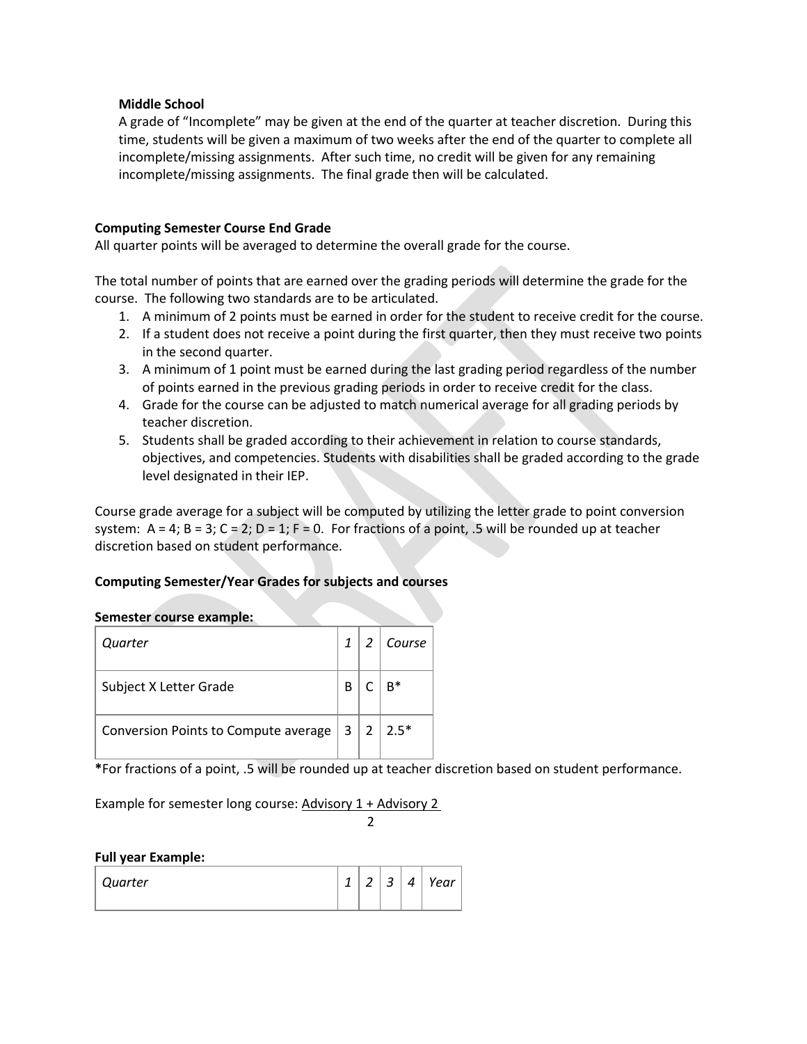**Middle School**

A grade of "Incomplete" may be given at the end of the quarter at teacher discretion. During this time, students will be given a maximum of two weeks after the end of the quarter to complete all incomplete/missing assignments. After such time, no credit will be given for any remaining incomplete/missing assignments. The final grade then will be calculated.

**Computing Semester Course End Grade**

All quarter points will be averaged to determine the overall grade for the course.

The total number of points that are earned over the grading periods will determine the grade for the course. The following two standards are to be articulated.

1. A minimum of 2 points must be earned in order for the student to receive credit for the course.
2. If a student does not receive a point during the first quarter, then they must receive two points in the second quarter.
3. A minimum of 1 point must be earned during the last grading period regardless of the number of points earned in the previous grading periods in order to receive credit for the class.
4. Grade for the course can be adjusted to match numerical average for all grading periods by teacher discretion.
5. Students shall be graded according to their achievement in relation to course standards, objectives, and competencies. Students with disabilities shall be graded according to the grade level designated in their IEP.

Course grade average for a subject will be computed by utilizing the letter grade to point conversion system: A = 4; B = 3; C = 2; D = 1; F = 0. For fractions of a point, .5 will be rounded up at teacher discretion based on student performance.

**Computing Semester/Year Grades for subjects and courses**

**Semester course example:**

| *Quarter* | *1* | *2* | *Course* |
|---|---|---|---|
| Subject X Letter Grade | B | C | B* |
| Conversion Points to Compute average | 3 | 2 | 2.5* |

***For fractions of a point, .5 will be rounded up at teacher discretion based on student performance.**

Example for semester long course: $\frac{\text{Advisory 1 + Advisory 2}}{2}$

**Full year Example:**

| *Quarter* | *1* | *2* | *3* | *4* | *Year* |
|---|---|---|---|---|---|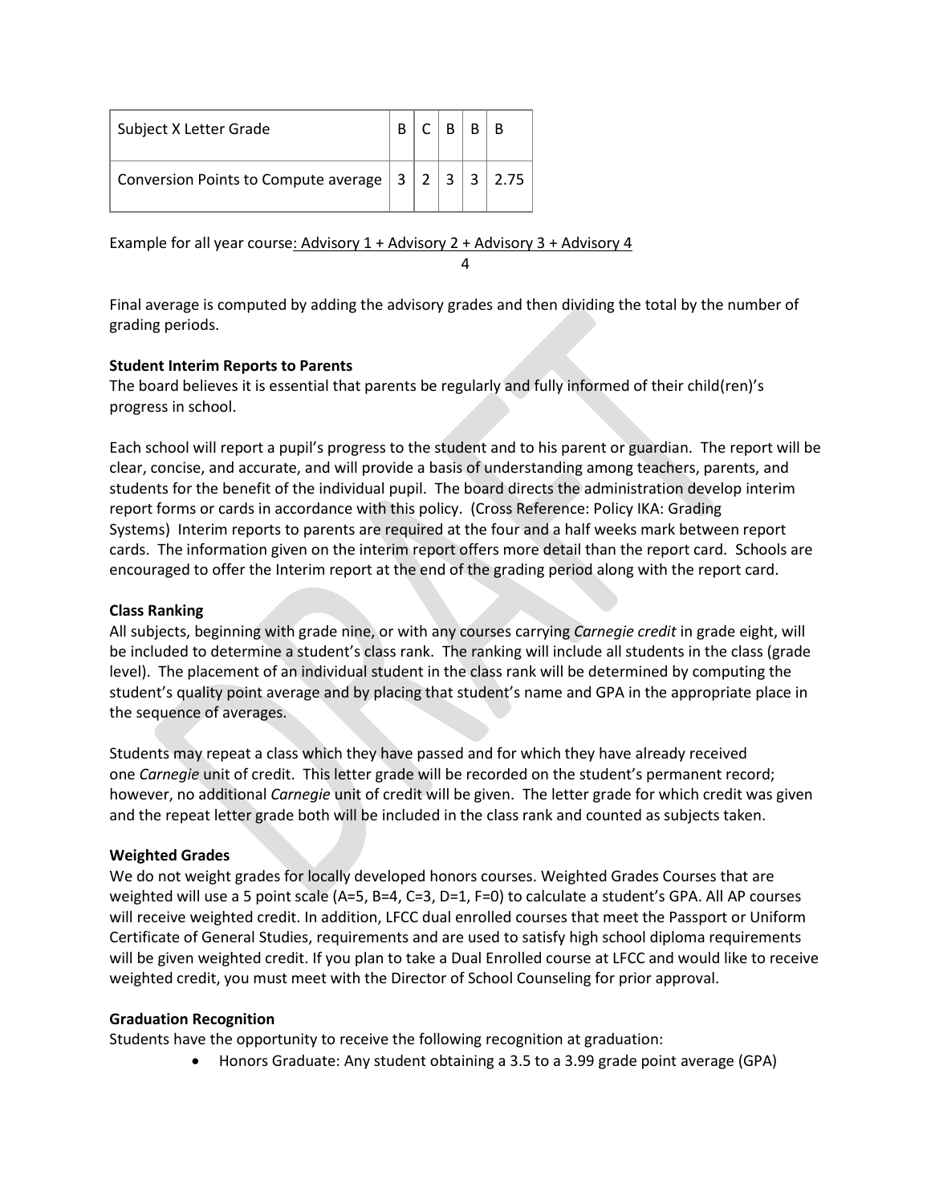| Subject X Letter Grade | B | C | B | B | B |
|---|---|---|---|---|---|
| Conversion Points to Compute average | 3 | 2 | 3 | 3 | 2.75 |

Example for all year course: $\frac{\text{Advisory 1 + Advisory 2 + Advisory 3 + Advisory 4}}{4}$

Final average is computed by adding the advisory grades and then dividing the total by the number of grading periods.

**Student Interim Reports to Parents**
The board believes it is essential that parents be regularly and fully informed of their child(ren)'s progress in school.

Each school will report a pupil's progress to the student and to his parent or guardian. The report will be clear, concise, and accurate, and will provide a basis of understanding among teachers, parents, and students for the benefit of the individual pupil. The board directs the administration develop interim report forms or cards in accordance with this policy. (Cross Reference: Policy IKA: Grading Systems) Interim reports to parents are required at the four and a half weeks mark between report cards. The information given on the interim report offers more detail than the report card. Schools are encouraged to offer the Interim report at the end of the grading period along with the report card.

**Class Ranking**
All subjects, beginning with grade nine, or with any courses carrying *Carnegie credit* in grade eight, will be included to determine a student's class rank. The ranking will include all students in the class (grade level). The placement of an individual student in the class rank will be determined by computing the student's quality point average and by placing that student's name and GPA in the appropriate place in the sequence of averages.

Students may repeat a class which they have passed and for which they have already received one *Carnegie* unit of credit. This letter grade will be recorded on the student's permanent record; however, no additional *Carnegie* unit of credit will be given. The letter grade for which credit was given and the repeat letter grade both will be included in the class rank and counted as subjects taken.

**Weighted Grades**
We do not weight grades for locally developed honors courses. Weighted Grades Courses that are weighted will use a 5 point scale (A=5, B=4, C=3, D=1, F=0) to calculate a student's GPA. All AP courses will receive weighted credit. In addition, LFCC dual enrolled courses that meet the Passport or Uniform Certificate of General Studies, requirements and are used to satisfy high school diploma requirements will be given weighted credit. If you plan to take a Dual Enrolled course at LFCC and would like to receive weighted credit, you must meet with the Director of School Counseling for prior approval.

**Graduation Recognition**
Students have the opportunity to receive the following recognition at graduation:

- Honors Graduate: Any student obtaining a 3.5 to a 3.99 grade point average (GPA)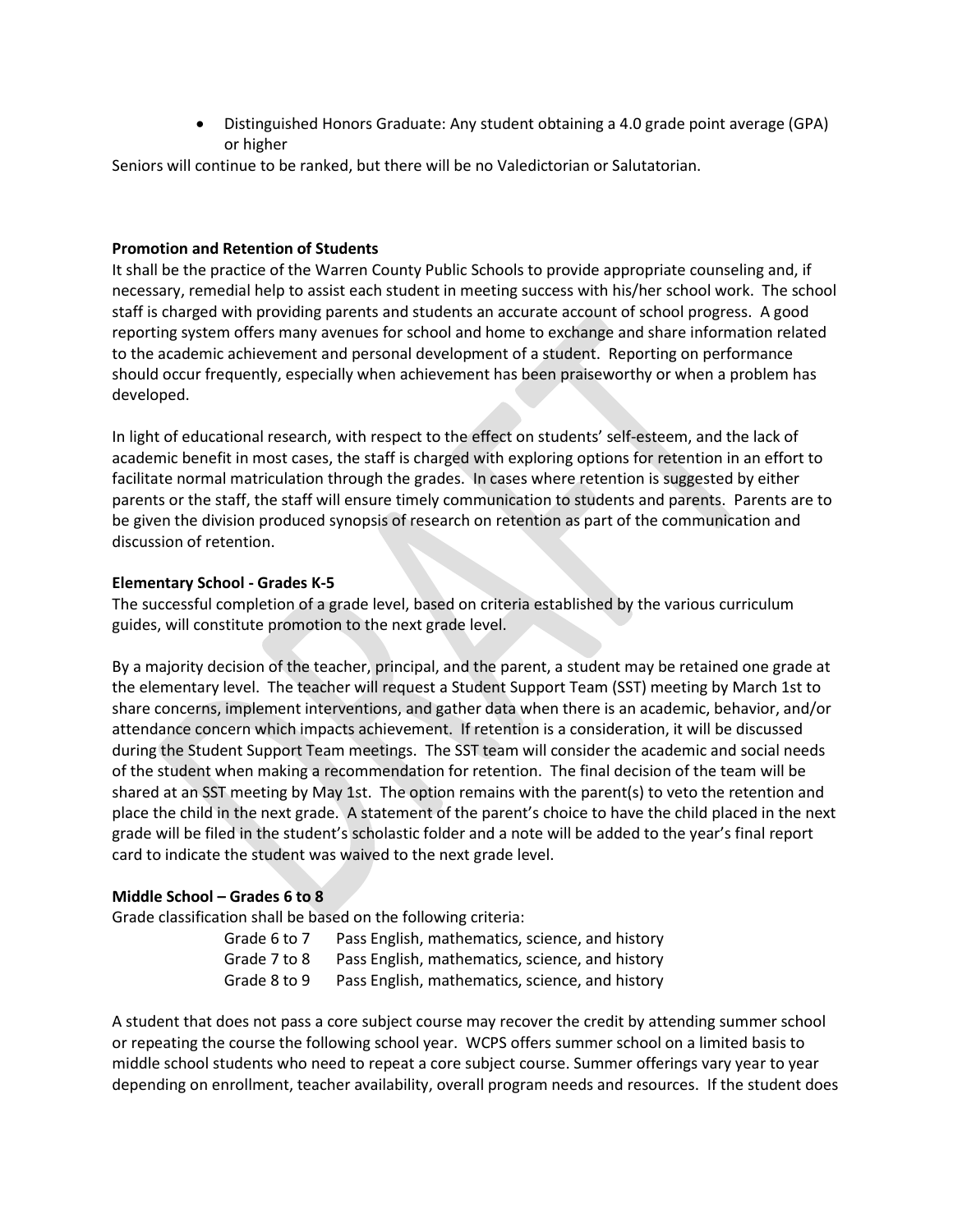- Distinguished Honors Graduate: Any student obtaining a 4.0 grade point average (GPA) or higher

Seniors will continue to be ranked, but there will be no Valedictorian or Salutatorian.

**Promotion and Retention of Students**

It shall be the practice of the Warren County Public Schools to provide appropriate counseling and, if necessary, remedial help to assist each student in meeting success with his/her school work. The school staff is charged with providing parents and students an accurate account of school progress. A good reporting system offers many avenues for school and home to exchange and share information related to the academic achievement and personal development of a student. Reporting on performance should occur frequently, especially when achievement has been praiseworthy or when a problem has developed.

In light of educational research, with respect to the effect on students' self-esteem, and the lack of academic benefit in most cases, the staff is charged with exploring options for retention in an effort to facilitate normal matriculation through the grades. In cases where retention is suggested by either parents or the staff, the staff will ensure timely communication to students and parents. Parents are to be given the division produced synopsis of research on retention as part of the communication and discussion of retention.

**Elementary School - Grades K-5**

The successful completion of a grade level, based on criteria established by the various curriculum guides, will constitute promotion to the next grade level.

By a majority decision of the teacher, principal, and the parent, a student may be retained one grade at the elementary level. The teacher will request a Student Support Team (SST) meeting by March 1st to share concerns, implement interventions, and gather data when there is an academic, behavior, and/or attendance concern which impacts achievement. If retention is a consideration, it will be discussed during the Student Support Team meetings. The SST team will consider the academic and social needs of the student when making a recommendation for retention. The final decision of the team will be shared at an SST meeting by May 1st. The option remains with the parent(s) to veto the retention and place the child in the next grade. A statement of the parent's choice to have the child placed in the next grade will be filed in the student's scholastic folder and a note will be added to the year's final report card to indicate the student was waived to the next grade level.

**Middle School – Grades 6 to 8**

Grade classification shall be based on the following criteria:

| | |
|---|---|
| Grade 6 to 7 | Pass English, mathematics, science, and history |
| Grade 7 to 8 | Pass English, mathematics, science, and history |
| Grade 8 to 9 | Pass English, mathematics, science, and history |

A student that does not pass a core subject course may recover the credit by attending summer school or repeating the course the following school year. WCPS offers summer school on a limited basis to middle school students who need to repeat a core subject course. Summer offerings vary year to year depending on enrollment, teacher availability, overall program needs and resources. If the student does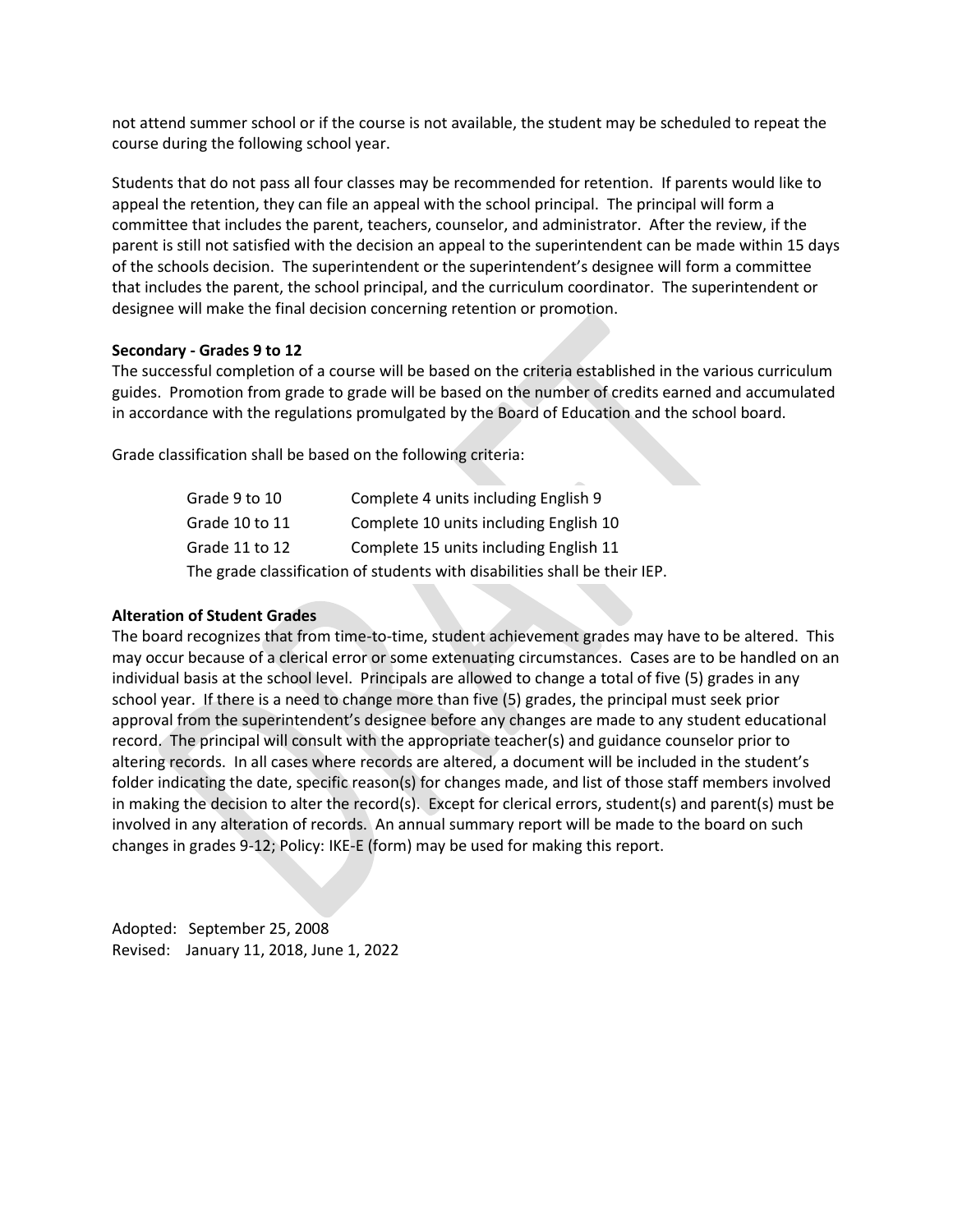not attend summer school or if the course is not available, the student may be scheduled to repeat the course during the following school year.

Students that do not pass all four classes may be recommended for retention. If parents would like to appeal the retention, they can file an appeal with the school principal. The principal will form a committee that includes the parent, teachers, counselor, and administrator. After the review, if the parent is still not satisfied with the decision an appeal to the superintendent can be made within 15 days of the schools decision. The superintendent or the superintendent's designee will form a committee that includes the parent, the school principal, and the curriculum coordinator. The superintendent or designee will make the final decision concerning retention or promotion.

**Secondary - Grades 9 to 12**

The successful completion of a course will be based on the criteria established in the various curriculum guides. Promotion from grade to grade will be based on the number of credits earned and accumulated in accordance with the regulations promulgated by the Board of Education and the school board.

Grade classification shall be based on the following criteria:

| | |
|---|---|
| Grade 9 to 10 | Complete 4 units including English 9 |
| Grade 10 to 11 | Complete 10 units including English 10 |
| Grade 11 to 12 | Complete 15 units including English 11 |

The grade classification of students with disabilities shall be their IEP.

**Alteration of Student Grades**

The board recognizes that from time-to-time, student achievement grades may have to be altered. This may occur because of a clerical error or some extenuating circumstances. Cases are to be handled on an individual basis at the school level. Principals are allowed to change a total of five (5) grades in any school year. If there is a need to change more than five (5) grades, the principal must seek prior approval from the superintendent's designee before any changes are made to any student educational record. The principal will consult with the appropriate teacher(s) and guidance counselor prior to altering records. In all cases where records are altered, a document will be included in the student's folder indicating the date, specific reason(s) for changes made, and list of those staff members involved in making the decision to alter the record(s). Except for clerical errors, student(s) and parent(s) must be involved in any alteration of records. An annual summary report will be made to the board on such changes in grades 9-12; Policy: IKE-E (form) may be used for making this report.

Adopted: September 25, 2008
Revised: January 11, 2018, June 1, 2022